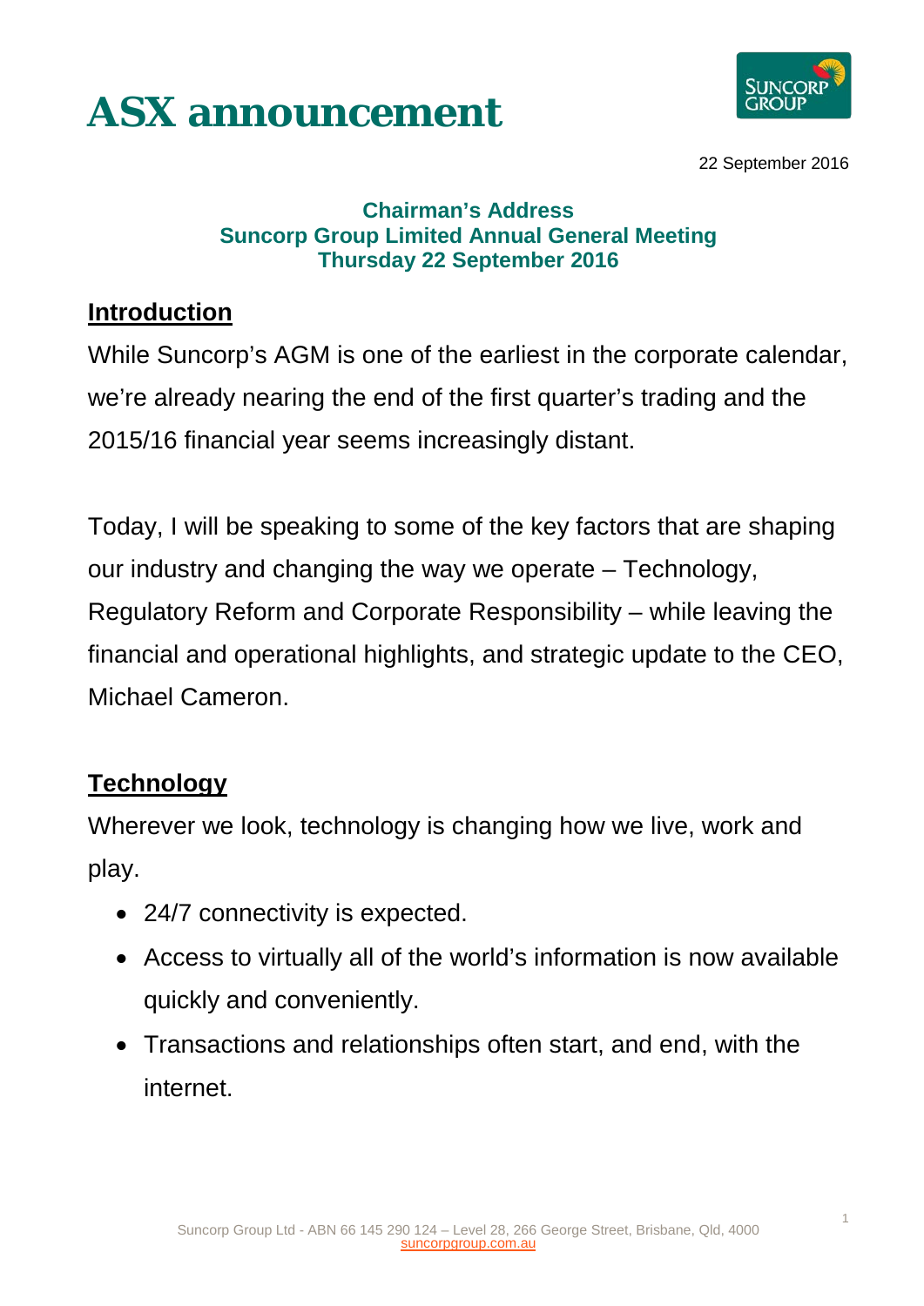# ASX announcement

22 September 2016

**Chairman's Address**
**Suncorp Group Limited Annual General Meeting**
**Thursday 22 September 2016**

## Introduction

While Suncorp's AGM is one of the earliest in the corporate calendar, we're already nearing the end of the first quarter's trading and the 2015/16 financial year seems increasingly distant.

Today, I will be speaking to some of the key factors that are shaping our industry and changing the way we operate – Technology, Regulatory Reform and Corporate Responsibility – while leaving the financial and operational highlights, and strategic update to the CEO, Michael Cameron.

## Technology

Wherever we look, technology is changing how we live, work and play.

- 24/7 connectivity is expected.
- Access to virtually all of the world's information is now available quickly and conveniently.
- Transactions and relationships often start, and end, with the internet.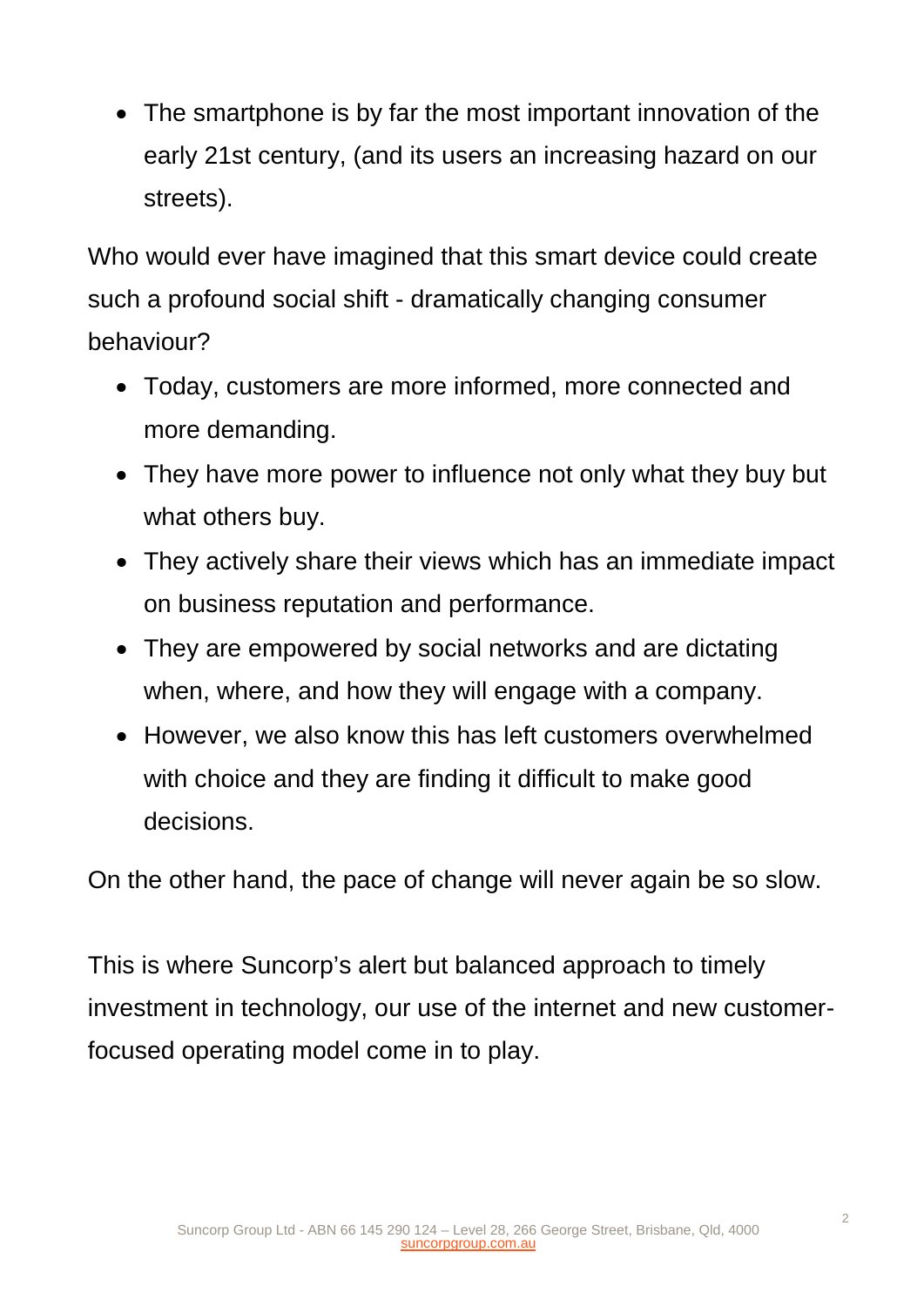- The smartphone is by far the most important innovation of the early 21st century, (and its users an increasing hazard on our streets).

Who would ever have imagined that this smart device could create such a profound social shift - dramatically changing consumer behaviour?

- Today, customers are more informed, more connected and more demanding.
- They have more power to influence not only what they buy but what others buy.
- They actively share their views which has an immediate impact on business reputation and performance.
- They are empowered by social networks and are dictating when, where, and how they will engage with a company.
- However, we also know this has left customers overwhelmed with choice and they are finding it difficult to make good decisions.

On the other hand, the pace of change will never again be so slow.

This is where Suncorp's alert but balanced approach to timely investment in technology, our use of the internet and new customer-focused operating model come in to play.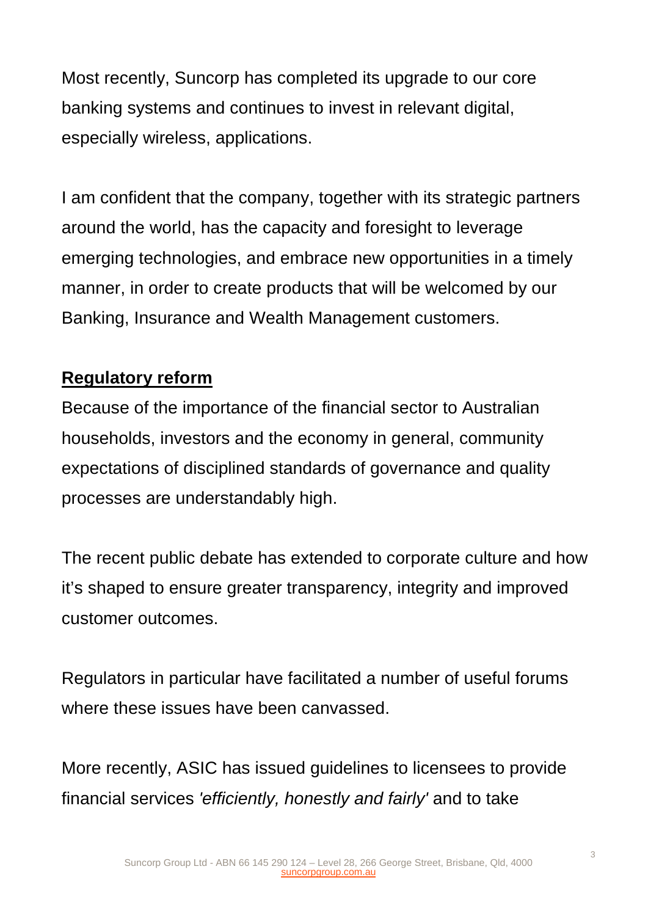Most recently, Suncorp has completed its upgrade to our core banking systems and continues to invest in relevant digital, especially wireless, applications.

I am confident that the company, together with its strategic partners around the world, has the capacity and foresight to leverage emerging technologies, and embrace new opportunities in a timely manner, in order to create products that will be welcomed by our Banking, Insurance and Wealth Management customers.

## Regulatory reform

Because of the importance of the financial sector to Australian households, investors and the economy in general, community expectations of disciplined standards of governance and quality processes are understandably high.

The recent public debate has extended to corporate culture and how it's shaped to ensure greater transparency, integrity and improved customer outcomes.

Regulators in particular have facilitated a number of useful forums where these issues have been canvassed.

More recently, ASIC has issued guidelines to licensees to provide financial services *'efficiently, honestly and fairly'* and to take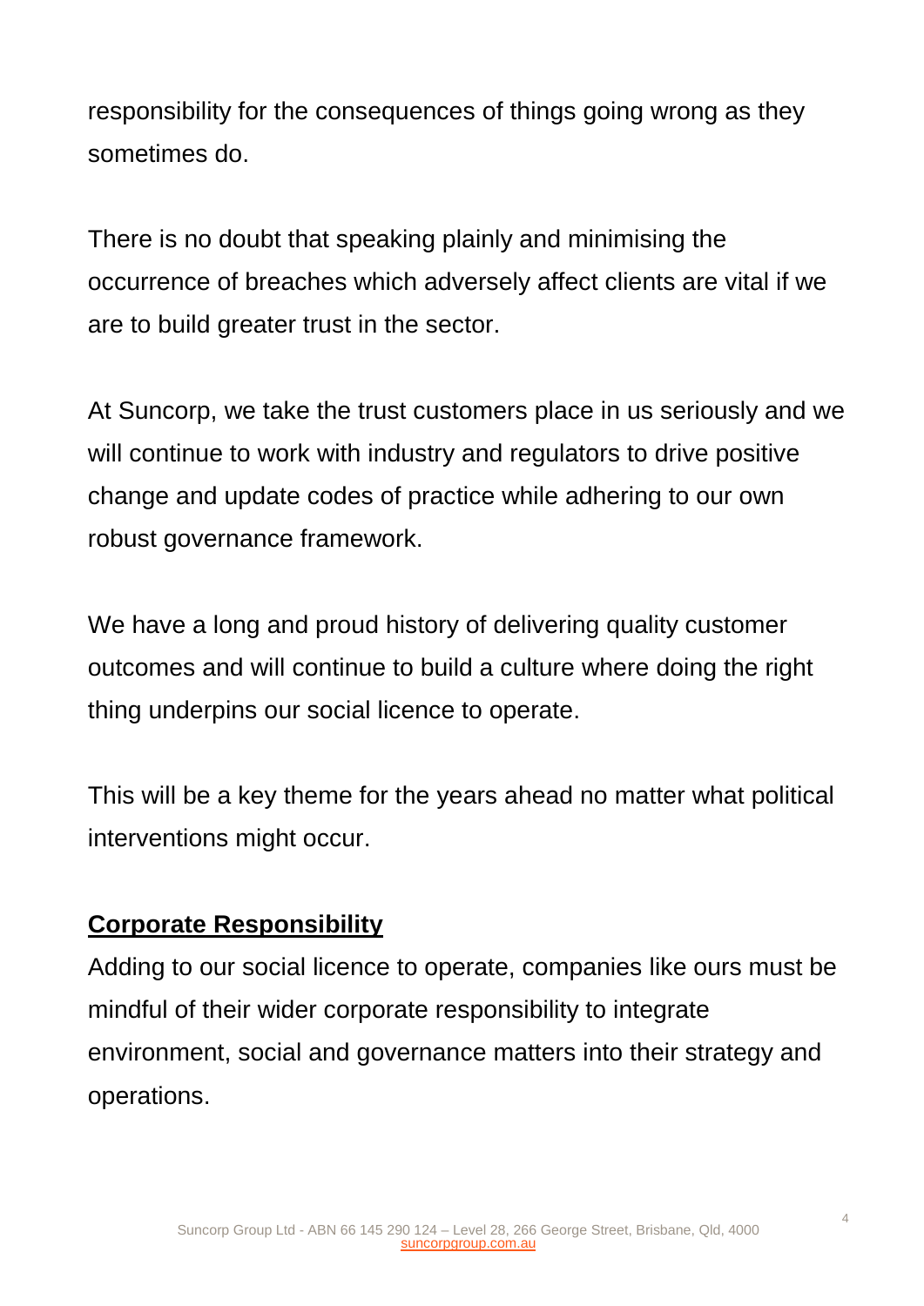responsibility for the consequences of things going wrong as they sometimes do.

There is no doubt that speaking plainly and minimising the occurrence of breaches which adversely affect clients are vital if we are to build greater trust in the sector.

At Suncorp, we take the trust customers place in us seriously and we will continue to work with industry and regulators to drive positive change and update codes of practice while adhering to our own robust governance framework.

We have a long and proud history of delivering quality customer outcomes and will continue to build a culture where doing the right thing underpins our social licence to operate.

This will be a key theme for the years ahead no matter what political interventions might occur.

**<u>Corporate Responsibility</u>**

Adding to our social licence to operate, companies like ours must be mindful of their wider corporate responsibility to integrate environment, social and governance matters into their strategy and operations.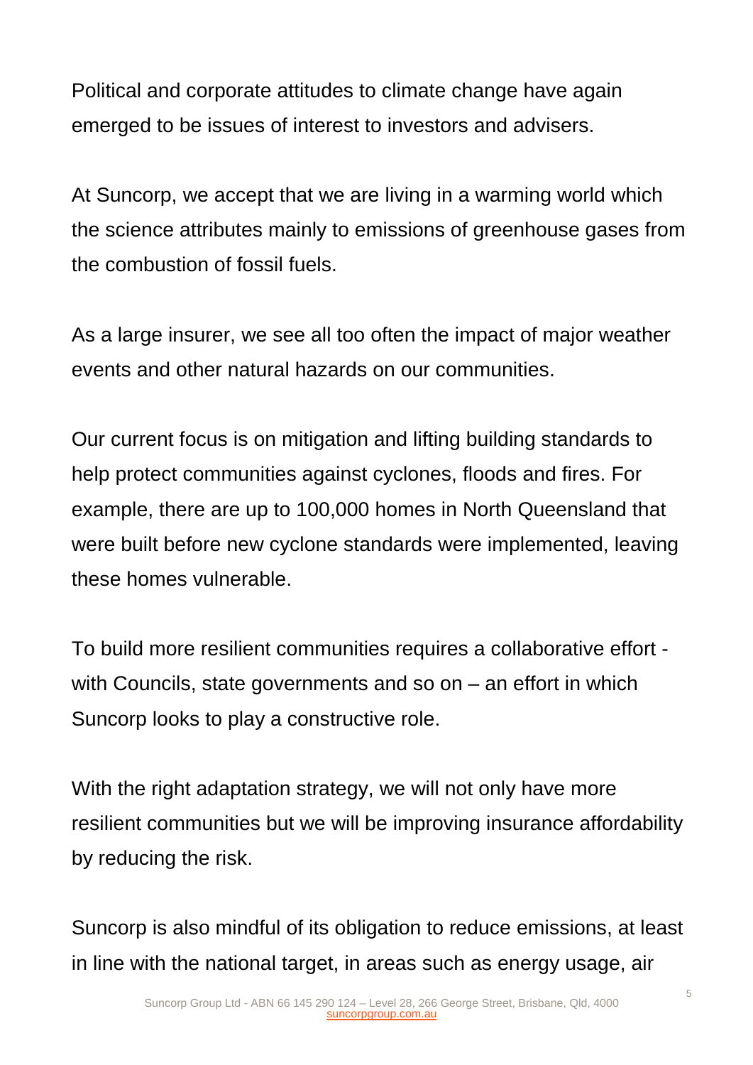Political and corporate attitudes to climate change have again emerged to be issues of interest to investors and advisers.

At Suncorp, we accept that we are living in a warming world which the science attributes mainly to emissions of greenhouse gases from the combustion of fossil fuels.

As a large insurer, we see all too often the impact of major weather events and other natural hazards on our communities.

Our current focus is on mitigation and lifting building standards to help protect communities against cyclones, floods and fires. For example, there are up to 100,000 homes in North Queensland that were built before new cyclone standards were implemented, leaving these homes vulnerable.

To build more resilient communities requires a collaborative effort - with Councils, state governments and so on – an effort in which Suncorp looks to play a constructive role.

With the right adaptation strategy, we will not only have more resilient communities but we will be improving insurance affordability by reducing the risk.

Suncorp is also mindful of its obligation to reduce emissions, at least in line with the national target, in areas such as energy usage, air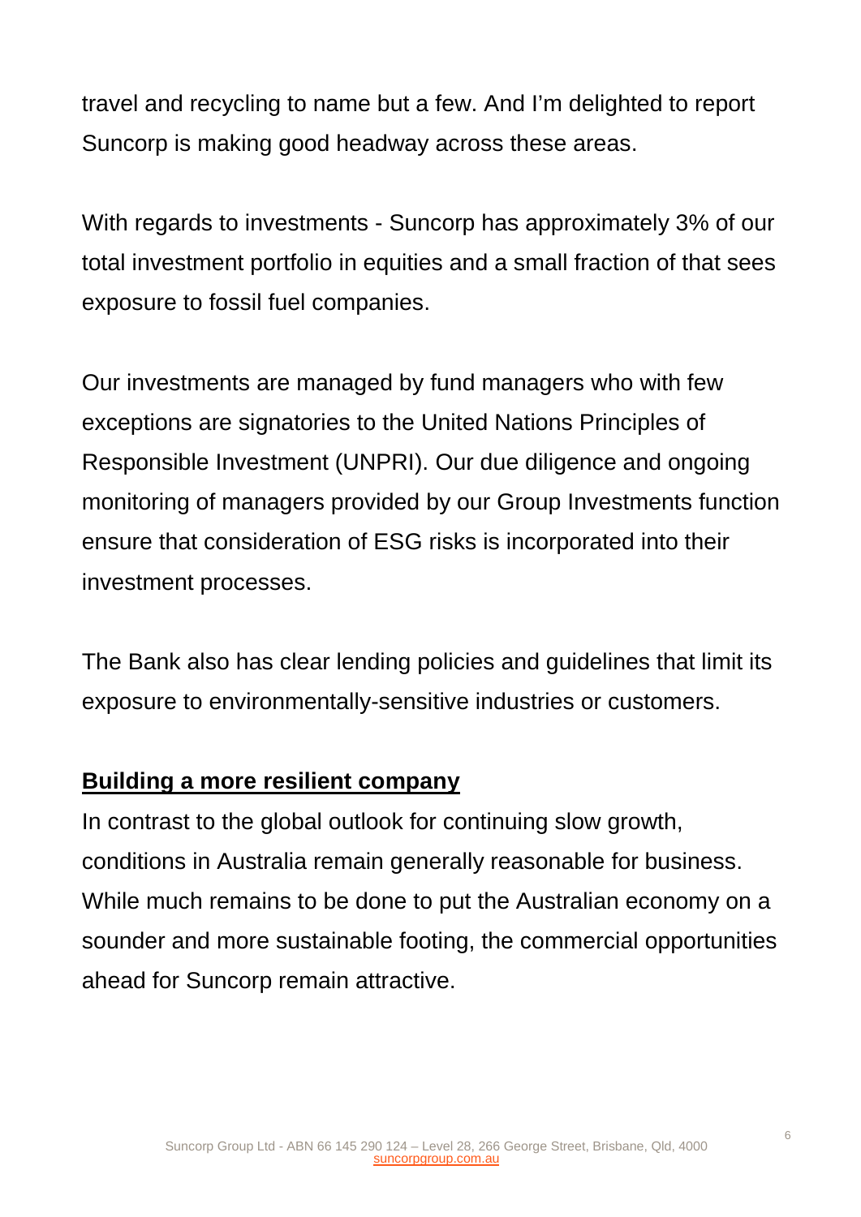travel and recycling to name but a few. And I'm delighted to report Suncorp is making good headway across these areas.

With regards to investments - Suncorp has approximately 3% of our total investment portfolio in equities and a small fraction of that sees exposure to fossil fuel companies.

Our investments are managed by fund managers who with few exceptions are signatories to the United Nations Principles of Responsible Investment (UNPRI). Our due diligence and ongoing monitoring of managers provided by our Group Investments function ensure that consideration of ESG risks is incorporated into their investment processes.

The Bank also has clear lending policies and guidelines that limit its exposure to environmentally-sensitive industries or customers.

**Building a more resilient company**

In contrast to the global outlook for continuing slow growth, conditions in Australia remain generally reasonable for business. While much remains to be done to put the Australian economy on a sounder and more sustainable footing, the commercial opportunities ahead for Suncorp remain attractive.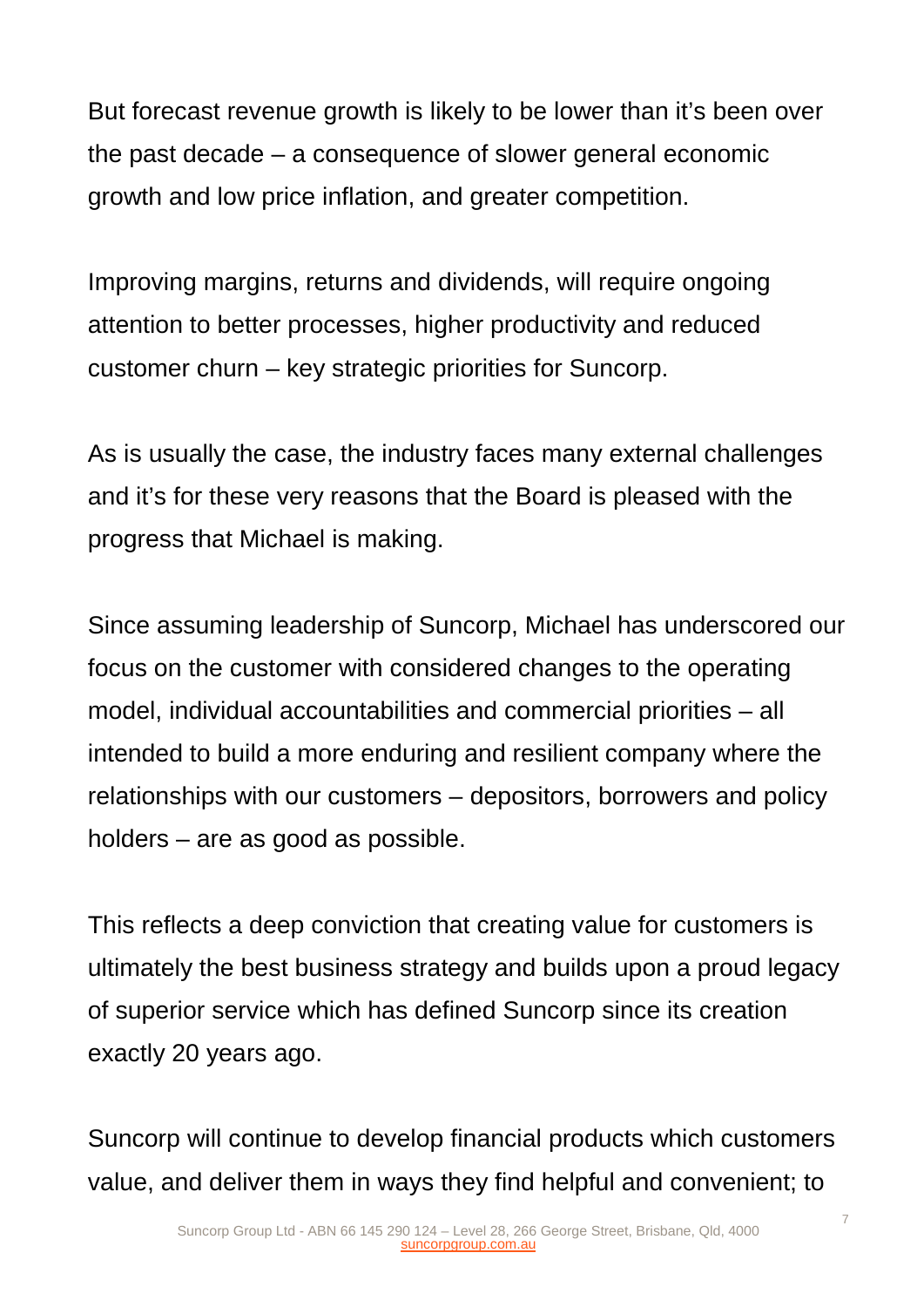But forecast revenue growth is likely to be lower than it's been over the past decade – a consequence of slower general economic growth and low price inflation, and greater competition.

Improving margins, returns and dividends, will require ongoing attention to better processes, higher productivity and reduced customer churn – key strategic priorities for Suncorp.

As is usually the case, the industry faces many external challenges and it's for these very reasons that the Board is pleased with the progress that Michael is making.

Since assuming leadership of Suncorp, Michael has underscored our focus on the customer with considered changes to the operating model, individual accountabilities and commercial priorities – all intended to build a more enduring and resilient company where the relationships with our customers – depositors, borrowers and policy holders – are as good as possible.

This reflects a deep conviction that creating value for customers is ultimately the best business strategy and builds upon a proud legacy of superior service which has defined Suncorp since its creation exactly 20 years ago.

Suncorp will continue to develop financial products which customers value, and deliver them in ways they find helpful and convenient; to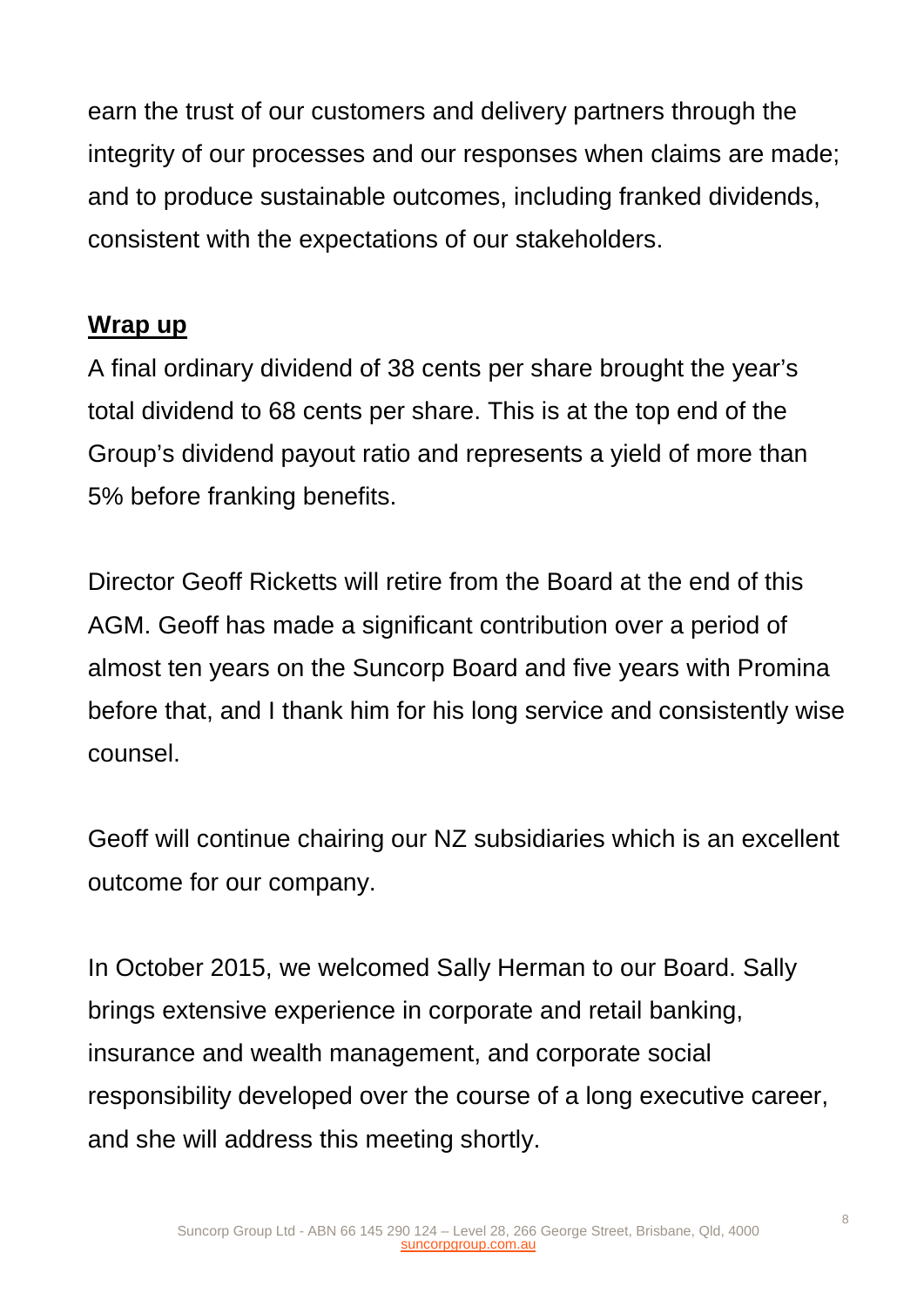earn the trust of our customers and delivery partners through the integrity of our processes and our responses when claims are made; and to produce sustainable outcomes, including franked dividends, consistent with the expectations of our stakeholders.

**Wrap up**

A final ordinary dividend of 38 cents per share brought the year's total dividend to 68 cents per share. This is at the top end of the Group's dividend payout ratio and represents a yield of more than 5% before franking benefits.

Director Geoff Ricketts will retire from the Board at the end of this AGM. Geoff has made a significant contribution over a period of almost ten years on the Suncorp Board and five years with Promina before that, and I thank him for his long service and consistently wise counsel.

Geoff will continue chairing our NZ subsidiaries which is an excellent outcome for our company.

In October 2015, we welcomed Sally Herman to our Board. Sally brings extensive experience in corporate and retail banking, insurance and wealth management, and corporate social responsibility developed over the course of a long executive career, and she will address this meeting shortly.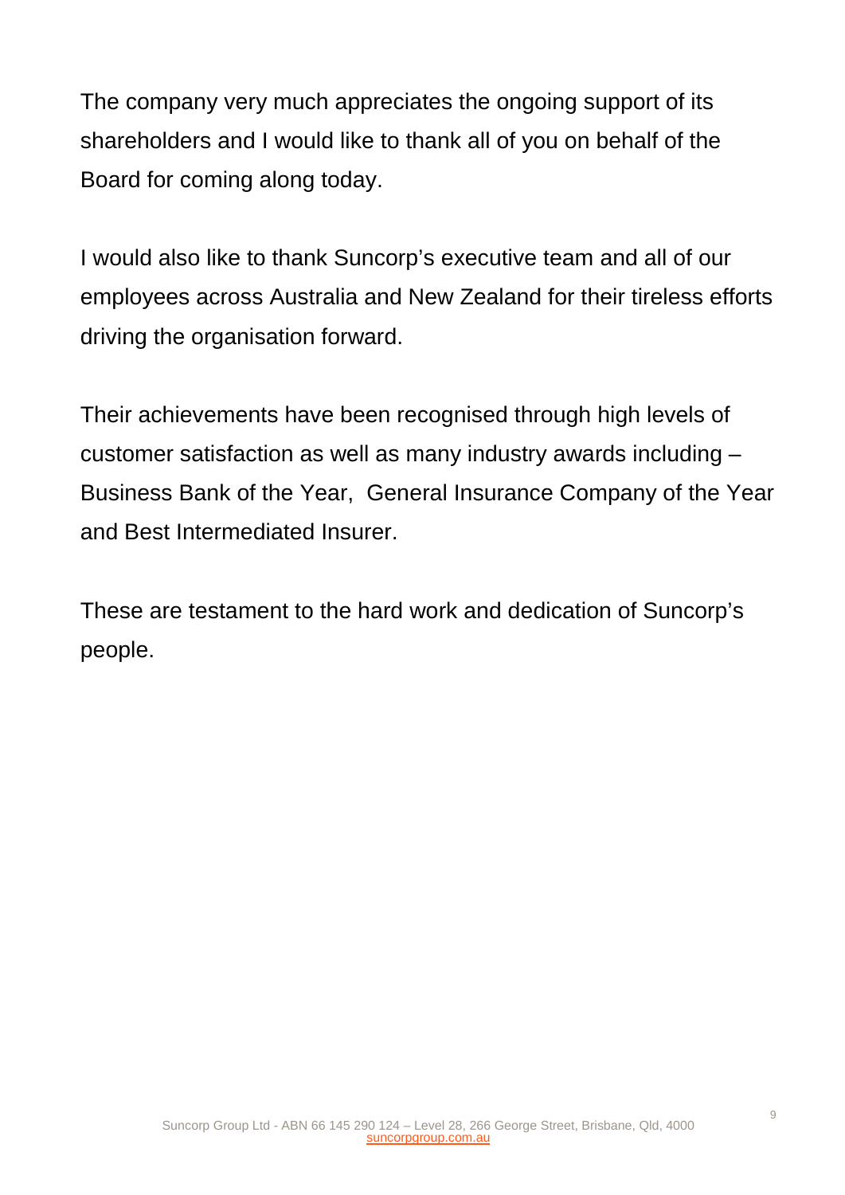The company very much appreciates the ongoing support of its shareholders and I would like to thank all of you on behalf of the Board for coming along today.

I would also like to thank Suncorp's executive team and all of our employees across Australia and New Zealand for their tireless efforts driving the organisation forward.

Their achievements have been recognised through high levels of customer satisfaction as well as many industry awards including – Business Bank of the Year, General Insurance Company of the Year and Best Intermediated Insurer.

These are testament to the hard work and dedication of Suncorp's people.